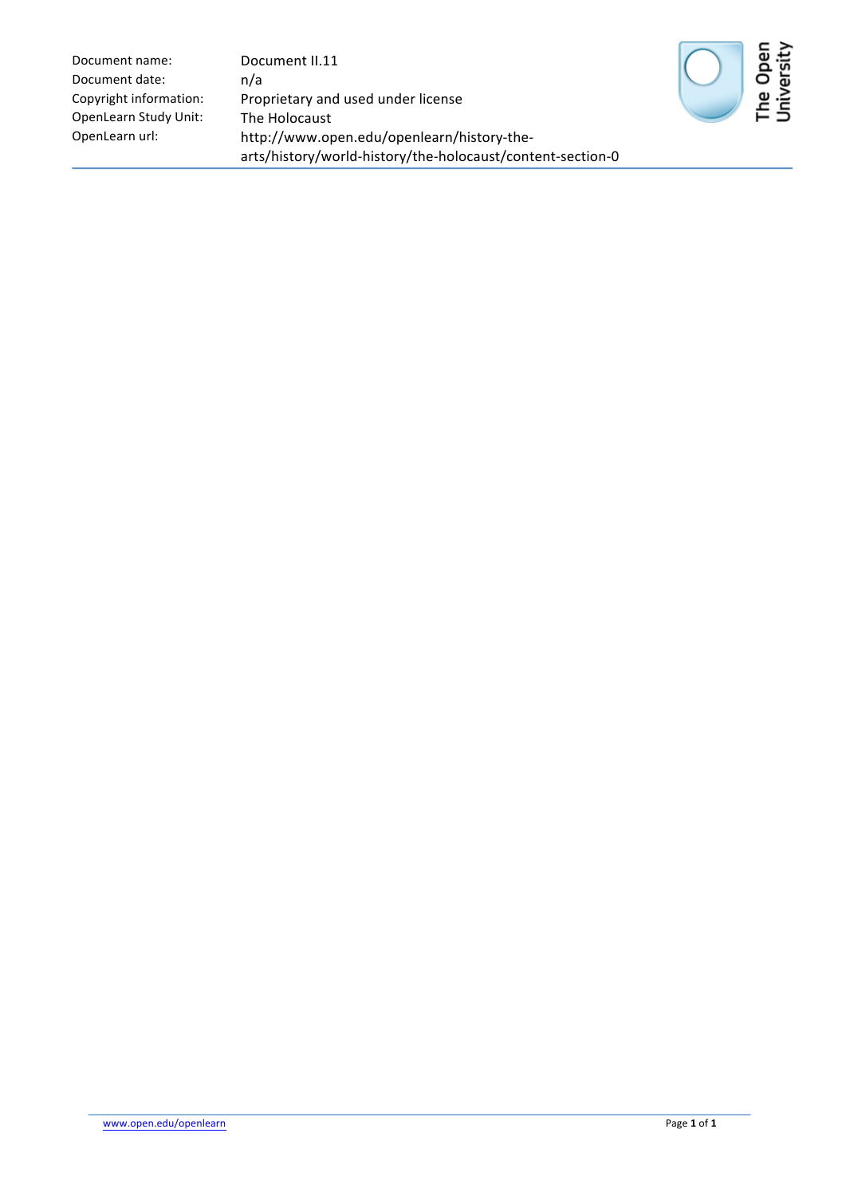| | |
|---|---|
| Document name: | Document II.11 |
| Document date: | n/a |
| Copyright information: | Proprietary and used under license |
| OpenLearn Study Unit: | The Holocaust |
| OpenLearn url: | http://www.open.edu/openlearn/history-the-arts/history/world-history/the-holocaust/content-section-0 |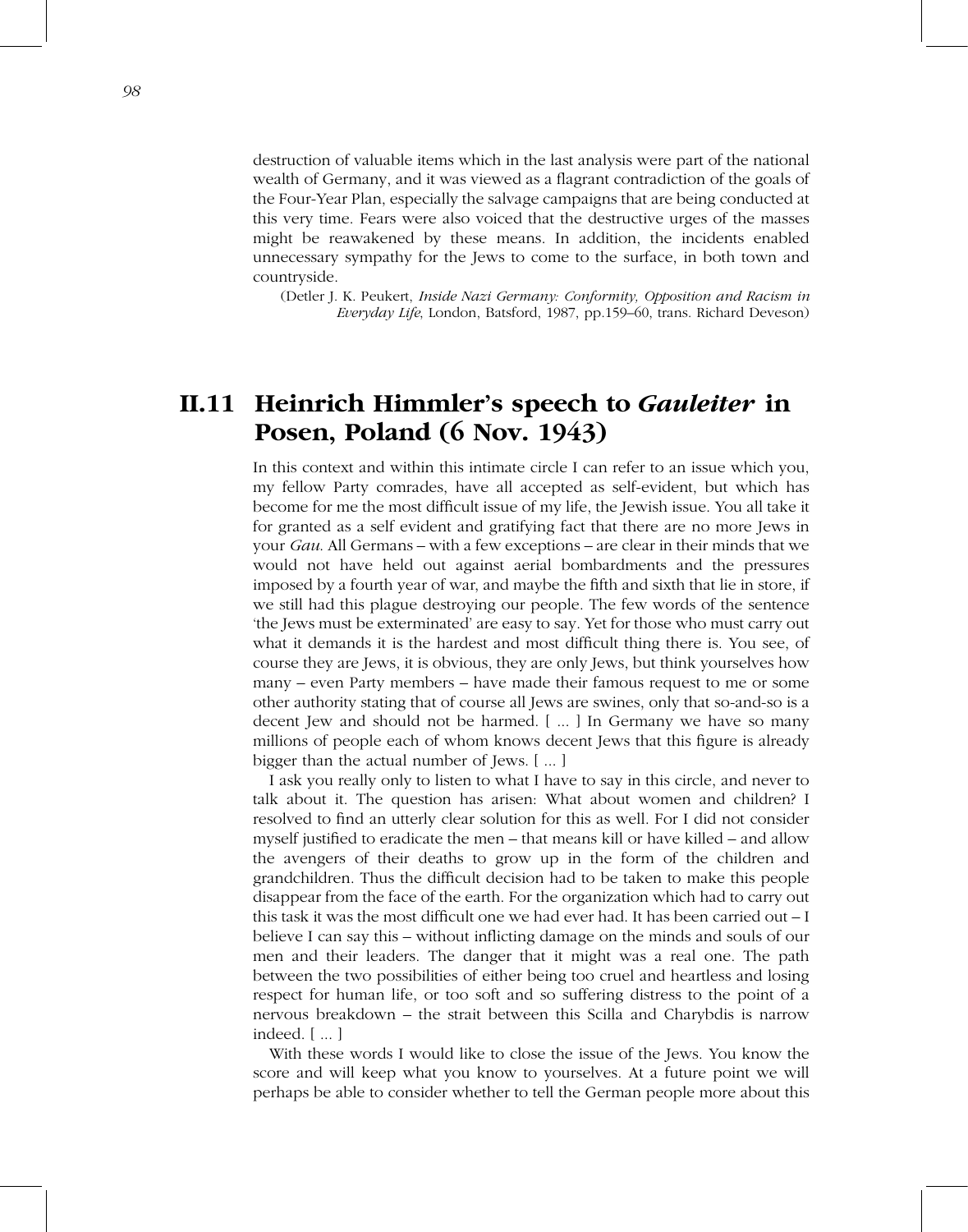destruction of valuable items which in the last analysis were part of the national wealth of Germany, and it was viewed as a flagrant contradiction of the goals of the Four-Year Plan, especially the salvage campaigns that are being conducted at this very time. Fears were also voiced that the destructive urges of the masses might be reawakened by these means. In addition, the incidents enabled unnecessary sympathy for the Jews to come to the surface, in both town and countryside.

(Detler J. K. Peukert, *Inside Nazi Germany: Conformity, Opposition and Racism in Everyday Life*, London, Batsford, 1987, pp.159–60, trans. Richard Deveson)

## II.11 Heinrich Himmler's speech to *Gauleiter* in Posen, Poland (6 Nov. 1943)

In this context and within this intimate circle I can refer to an issue which you, my fellow Party comrades, have all accepted as self-evident, but which has become for me the most difficult issue of my life, the Jewish issue. You all take it for granted as a self evident and gratifying fact that there are no more Jews in your *Gau*. All Germans – with a few exceptions – are clear in their minds that we would not have held out against aerial bombardments and the pressures imposed by a fourth year of war, and maybe the fifth and sixth that lie in store, if we still had this plague destroying our people. The few words of the sentence 'the Jews must be exterminated' are easy to say. Yet for those who must carry out what it demands it is the hardest and most difficult thing there is. You see, of course they are Jews, it is obvious, they are only Jews, but think yourselves how many – even Party members – have made their famous request to me or some other authority stating that of course all Jews are swines, only that so-and-so is a decent Jew and should not be harmed. [ ... ] In Germany we have so many millions of people each of whom knows decent Jews that this figure is already bigger than the actual number of Jews. [ ... ]

I ask you really only to listen to what I have to say in this circle, and never to talk about it. The question has arisen: What about women and children? I resolved to find an utterly clear solution for this as well. For I did not consider myself justified to eradicate the men – that means kill or have killed – and allow the avengers of their deaths to grow up in the form of the children and grandchildren. Thus the difficult decision had to be taken to make this people disappear from the face of the earth. For the organization which had to carry out this task it was the most difficult one we had ever had. It has been carried out – I believe I can say this – without inflicting damage on the minds and souls of our men and their leaders. The danger that it might was a real one. The path between the two possibilities of either being too cruel and heartless and losing respect for human life, or too soft and so suffering distress to the point of a nervous breakdown – the strait between this Scilla and Charybdis is narrow indeed. [ ... ]

With these words I would like to close the issue of the Jews. You know the score and will keep what you know to yourselves. At a future point we will perhaps be able to consider whether to tell the German people more about this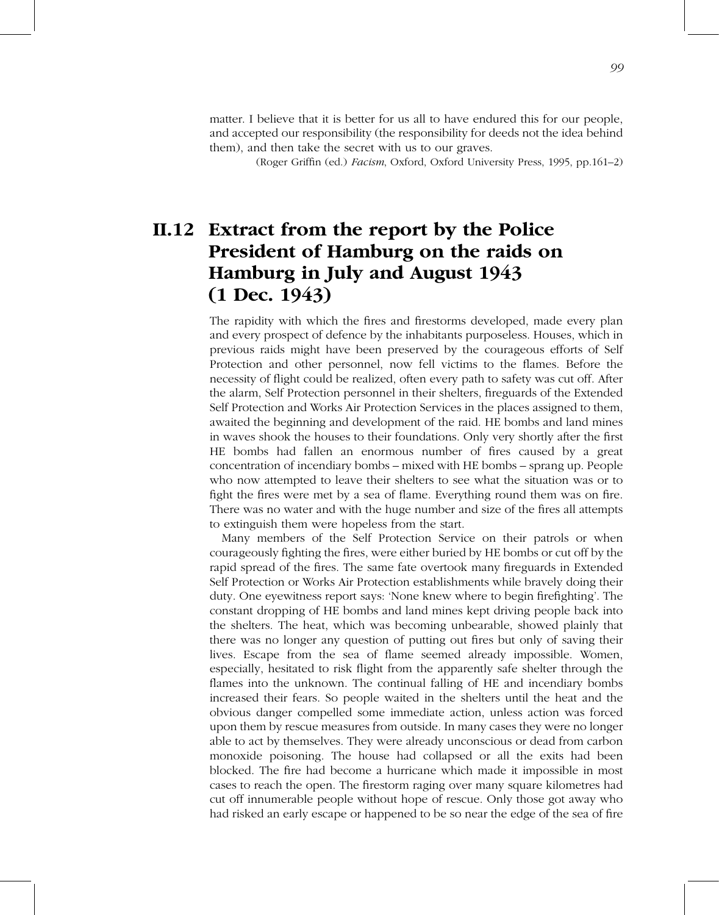matter. I believe that it is better for us all to have endured this for our people, and accepted our responsibility (the responsibility for deeds not the idea behind them), and then take the secret with us to our graves.

(Roger Griffin (ed.) *Facism*, Oxford, Oxford University Press, 1995, pp.161–2)

## II.12 Extract from the report by the Police President of Hamburg on the raids on Hamburg in July and August 1943 (1 Dec. 1943)

The rapidity with which the fires and firestorms developed, made every plan and every prospect of defence by the inhabitants purposeless. Houses, which in previous raids might have been preserved by the courageous efforts of Self Protection and other personnel, now fell victims to the flames. Before the necessity of flight could be realized, often every path to safety was cut off. After the alarm, Self Protection personnel in their shelters, fireguards of the Extended Self Protection and Works Air Protection Services in the places assigned to them, awaited the beginning and development of the raid. HE bombs and land mines in waves shook the houses to their foundations. Only very shortly after the first HE bombs had fallen an enormous number of fires caused by a great concentration of incendiary bombs – mixed with HE bombs – sprang up. People who now attempted to leave their shelters to see what the situation was or to fight the fires were met by a sea of flame. Everything round them was on fire. There was no water and with the huge number and size of the fires all attempts to extinguish them were hopeless from the start.

Many members of the Self Protection Service on their patrols or when courageously fighting the fires, were either buried by HE bombs or cut off by the rapid spread of the fires. The same fate overtook many fireguards in Extended Self Protection or Works Air Protection establishments while bravely doing their duty. One eyewitness report says: 'None knew where to begin firefighting'. The constant dropping of HE bombs and land mines kept driving people back into the shelters. The heat, which was becoming unbearable, showed plainly that there was no longer any question of putting out fires but only of saving their lives. Escape from the sea of flame seemed already impossible. Women, especially, hesitated to risk flight from the apparently safe shelter through the flames into the unknown. The continual falling of HE and incendiary bombs increased their fears. So people waited in the shelters until the heat and the obvious danger compelled some immediate action, unless action was forced upon them by rescue measures from outside. In many cases they were no longer able to act by themselves. They were already unconscious or dead from carbon monoxide poisoning. The house had collapsed or all the exits had been blocked. The fire had become a hurricane which made it impossible in most cases to reach the open. The firestorm raging over many square kilometres had cut off innumerable people without hope of rescue. Only those got away who had risked an early escape or happened to be so near the edge of the sea of fire